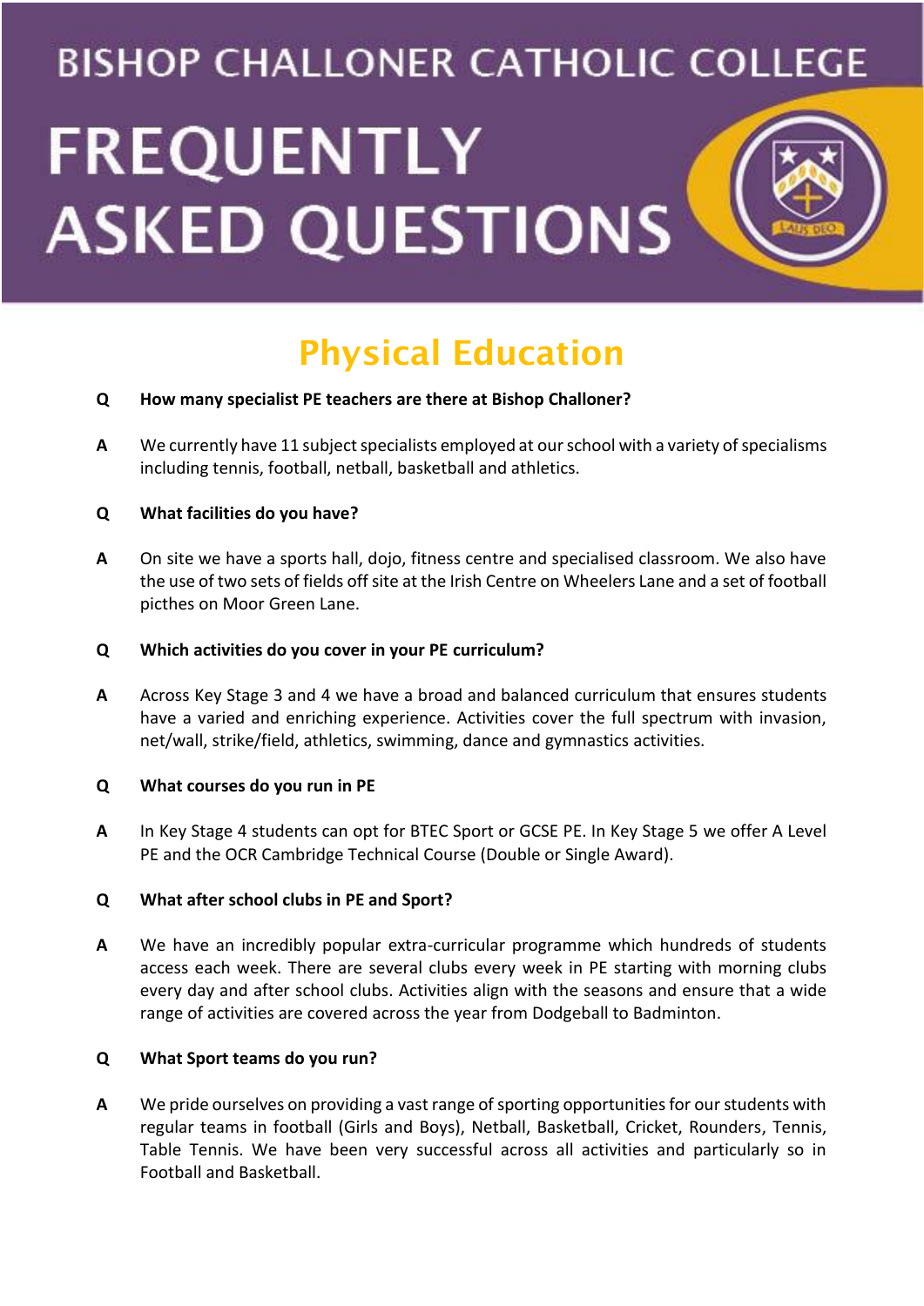# BISHOP CHALLONER CATHOLIC COLLEGE

# FREQUENTLY ASKED QUESTIONS

## Physical Education

**Q How many specialist PE teachers are there at Bishop Challoner?**

**A** We currently have 11 subject specialists employed at our school with a variety of specialisms including tennis, football, netball, basketball and athletics.

**Q What facilities do you have?**

**A** On site we have a sports hall, dojo, fitness centre and specialised classroom. We also have the use of two sets of fields off site at the Irish Centre on Wheelers Lane and a set of football picthes on Moor Green Lane.

**Q Which activities do you cover in your PE curriculum?**

**A** Across Key Stage 3 and 4 we have a broad and balanced curriculum that ensures students have a varied and enriching experience. Activities cover the full spectrum with invasion, net/wall, strike/field, athletics, swimming, dance and gymnastics activities.

**Q What courses do you run in PE**

**A** In Key Stage 4 students can opt for BTEC Sport or GCSE PE. In Key Stage 5 we offer A Level PE and the OCR Cambridge Technical Course (Double or Single Award).

**Q What after school clubs in PE and Sport?**

**A** We have an incredibly popular extra-curricular programme which hundreds of students access each week. There are several clubs every week in PE starting with morning clubs every day and after school clubs. Activities align with the seasons and ensure that a wide range of activities are covered across the year from Dodgeball to Badminton.

**Q What Sport teams do you run?**

**A** We pride ourselves on providing a vast range of sporting opportunities for our students with regular teams in football (Girls and Boys), Netball, Basketball, Cricket, Rounders, Tennis, Table Tennis. We have been very successful across all activities and particularly so in Football and Basketball.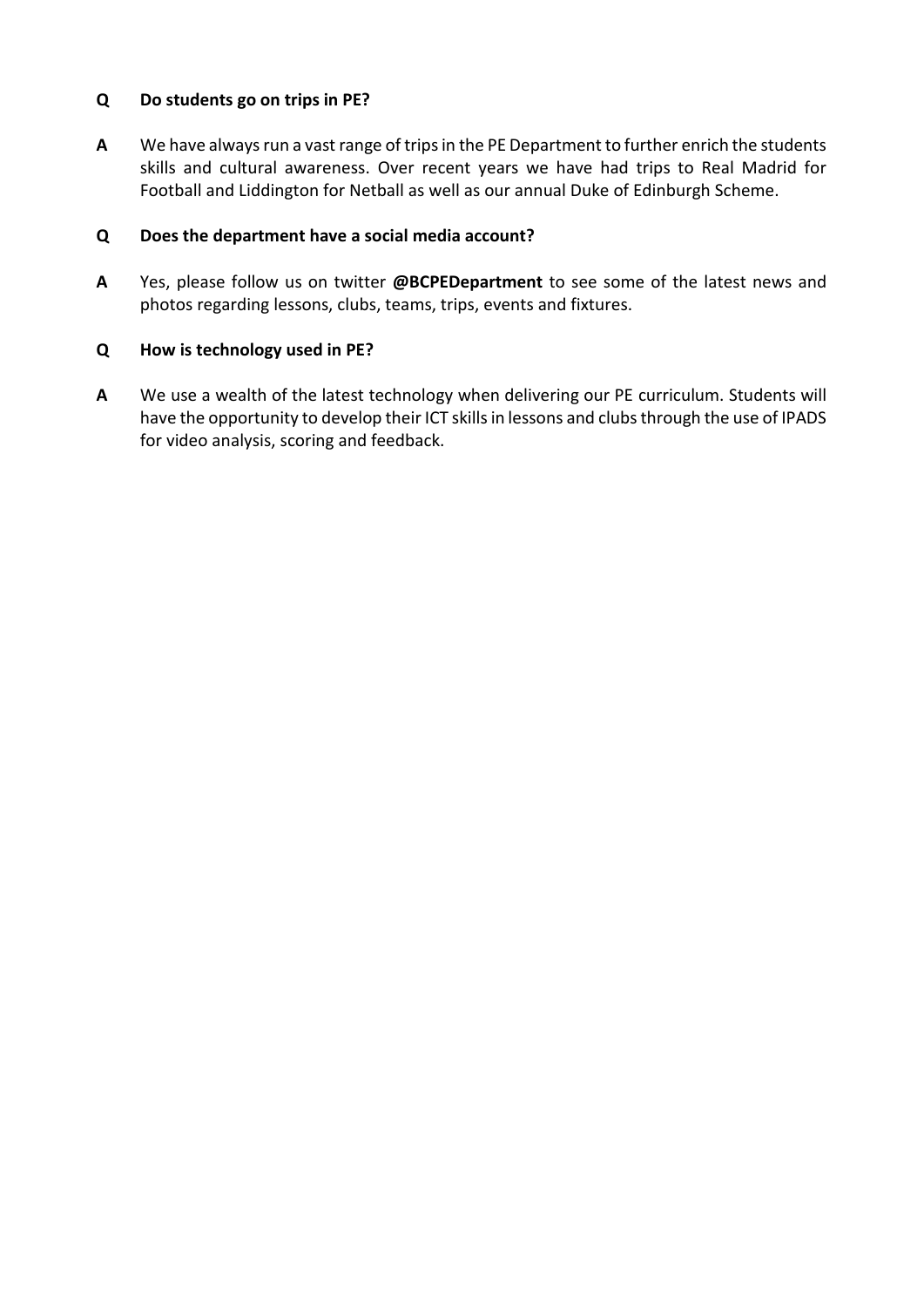**Q Do students go on trips in PE?**

**A** We have always run a vast range of trips in the PE Department to further enrich the students skills and cultural awareness. Over recent years we have had trips to Real Madrid for Football and Liddington for Netball as well as our annual Duke of Edinburgh Scheme.

**Q Does the department have a social media account?**

**A** Yes, please follow us on twitter **@BCPEDepartment** to see some of the latest news and photos regarding lessons, clubs, teams, trips, events and fixtures.

**Q How is technology used in PE?**

**A** We use a wealth of the latest technology when delivering our PE curriculum. Students will have the opportunity to develop their ICT skills in lessons and clubs through the use of IPADS for video analysis, scoring and feedback.